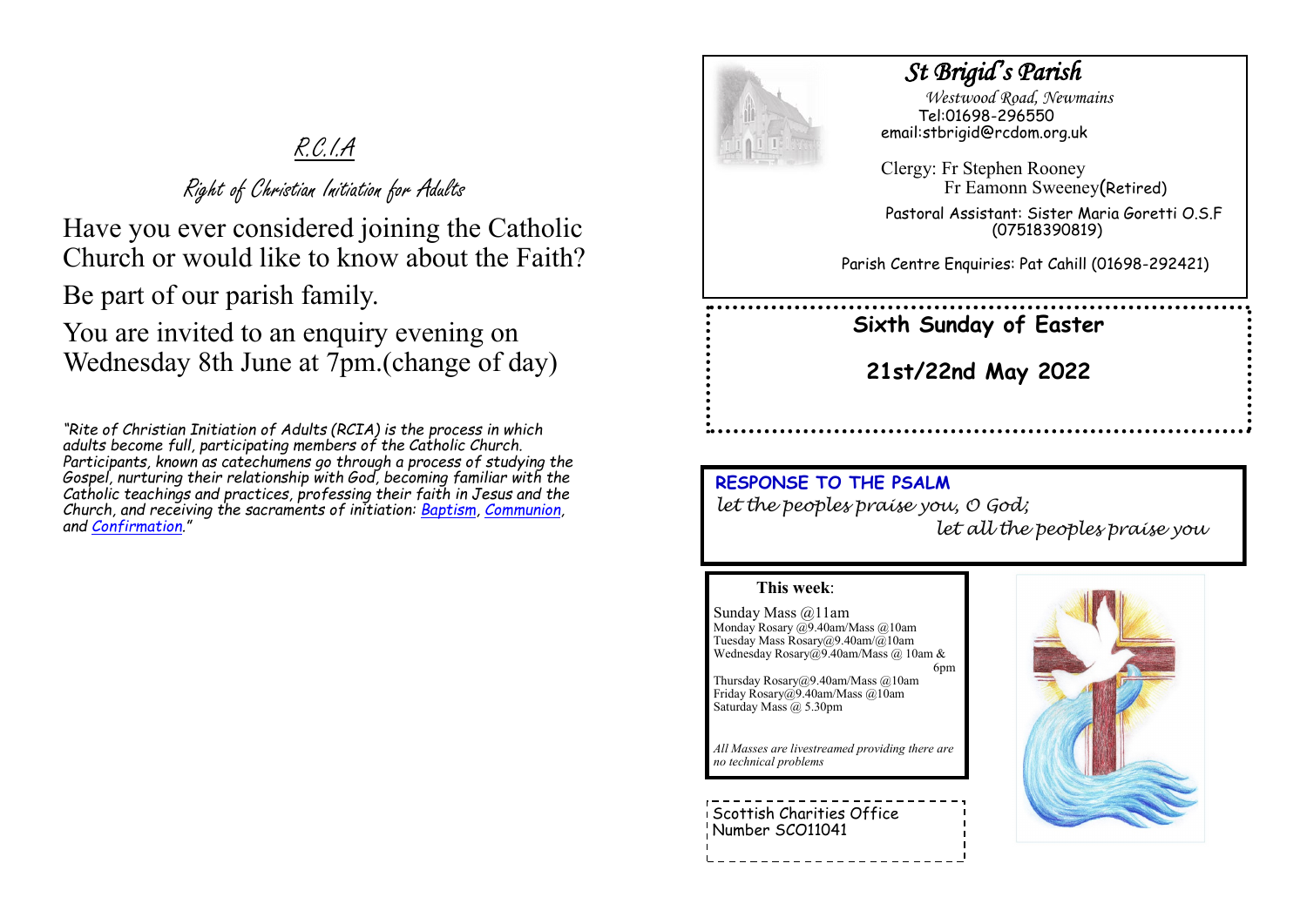# R.C.I.A

## Right of Christian Initiation for Adults

Have you ever considered joining the Catholic Church or would like to know about the Faith?

Be part of our parish family.

You are invited to an enquiry evening on Wednesday 8th June at 7pm.(change of day)

*"Rite of Christian Initiation of Adults (RCIA) is the process in which adults become full, participating members of the Catholic Church. Participants, known as catechumens go through a process of studying the Gospel, nurturing their relationship with God, becoming familiar with the Catholic teachings and practices, professing their faith in Jesus and the Church, and receiving the sacraments of initiation: Baptism, Communion, and Confirmation."*

# *St Brigid's Parish*

*Westwood Road, Newmains*

Tel:01698-296550

email:stbrigid@rcdom.org.uk

Clergy: Fr Stephen Rooney

Fr Eamonn Sweeney(Retired)

Pastoral Assistant: Sister Maria Goretti O.S.F (07518390819)

Parish Centre Enquiries: Pat Cahill (01698-292421)

**Sixth Sunday of Easter**

**21st/22nd May 2022**

**RESPONSE TO THE PSALM**

*let the peoples praise you, O God;*
*let all the peoples praise you*

**This week**:

Sunday Mass @11am
Monday Rosary @9.40am/Mass @10am
Tuesday Mass Rosary@9.40am/@10am
Wednesday Rosary@9.40am/Mass @ 10am & 6pm
Thursday Rosary@9.40am/Mass @10am
Friday Rosary@9.40am/Mass @10am
Saturday Mass @ 5.30pm

*All Masses are livestreamed providing there are no technical problems*

Scottish Charities Office Number SCO11041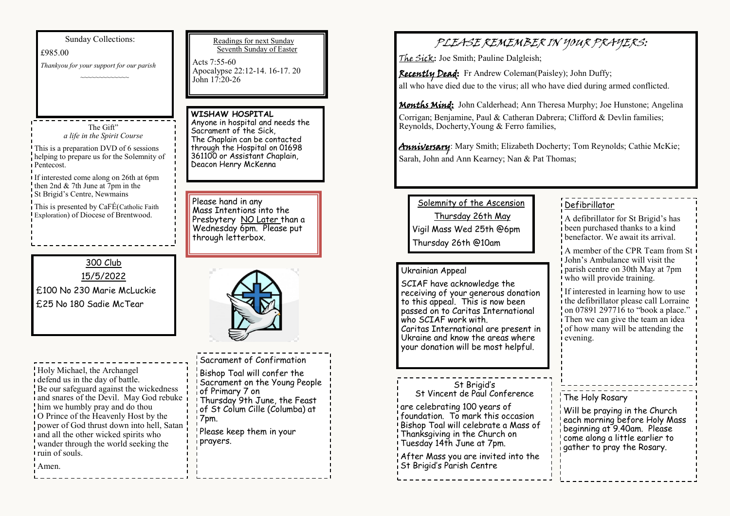Sunday Collections:

£985.00

*Thankyou for your support for our parish*

~~~~~~~~~~~~~

The Gift"

*a life in the Spirit Course*

This is a preparation DVD of 6 sessions helping to prepare us for the Solemnity of Pentecost.

If interested come along on 26th at 6pm then 2nd & 7th June at 7pm in the St Brigid's Centre, Newmains

This is presented by CaFÉ(Catholic Faith Exploration) of Diocese of Brentwood.

## 300 Club

15/5/2022

£100 No 230 Marie McLuckie

£25 No 180 Sadie McTear

Holy Michael, the Archangel
defend us in the day of battle.
Be our safeguard against the wickedness and snares of the Devil. May God rebuke him we humbly pray and do thou
O Prince of the Heavenly Host by the power of God thrust down into hell, Satan and all the other wicked spirits who wander through the world seeking the ruin of souls.

Amen.

Readings for next Sunday
Seventh Sunday of Easter

Acts 7:55-60
Apocalypse 22:12-14. 16-17. 20
John 17:20-26

**WISHAW HOSPITAL**
Anyone in hospital and needs the Sacrament of the Sick,
The Chaplain can be contacted through the Hospital on 01698 361100 or Assistant Chaplain, Deacon Henry McKenna

Please hand in any Mass Intentions into the Presbytery NO Later than a Wednesday 6pm. Please put through letterbox.

## Sacrament of Confirmation

Bishop Toal will confer the Sacrament on the Young People of Primary 7 on
Thursday 9th June, the Feast of St Colum Cille (Columba) at 7pm.

Please keep them in your prayers.

## PLEASE REMEMBER IN YOUR PRAYERS:

***The Sick:*** Joe Smith; Pauline Dalgleish;

***Recently Dead:*** Fr Andrew Coleman(Paisley); John Duffy;
all who have died due to the virus; all who have died during armed conflicted.

***Months Mind:*** John Calderhead; Ann Theresa Murphy; Joe Hunstone; Angelina Corrigan; Benjamine, Paul & Catheran Dabrera; Clifford & Devlin families; Reynolds, Docherty,Young & Ferro families,

***Anniversary***: Mary Smith; Elizabeth Docherty; Tom Reynolds; Cathie McKie; Sarah, John and Ann Kearney; Nan & Pat Thomas;

Solemnity of the Ascension
Thursday 26th May
Vigil Mass Wed 25th @6pm
Thursday 26th @10am

## Ukrainian Appeal

SCIAF have acknowledge the receiving of your generous donation to this appeal. This is now been passed on to Caritas International who SCIAF work with.
Caritas International are present in Ukraine and know the areas where your donation will be most helpful.

St Brigid's
St Vincent de Paul Conference

are celebrating 100 years of foundation. To mark this occasion Bishop Toal will celebrate a Mass of Thanksgiving in the Church on Tuesday 14th June at 7pm.

After Mass you are invited into the St Brigid's Parish Centre

## Defibrillator

A defibrillator for St Brigid's has been purchased thanks to a kind benefactor. We await its arrival.

A member of the CPR Team from St John's Ambulance will visit the parish centre on 30th May at 7pm who will provide training.

If interested in learning how to use the defibrillator please call Lorraine on 07891 297716 to "book a place." Then we can give the team an idea of how many will be attending the evening.

## The Holy Rosary

Will be praying in the Church each morning before Holy Mass beginning at 9.40am. Please come along a little earlier to gather to pray the Rosary.